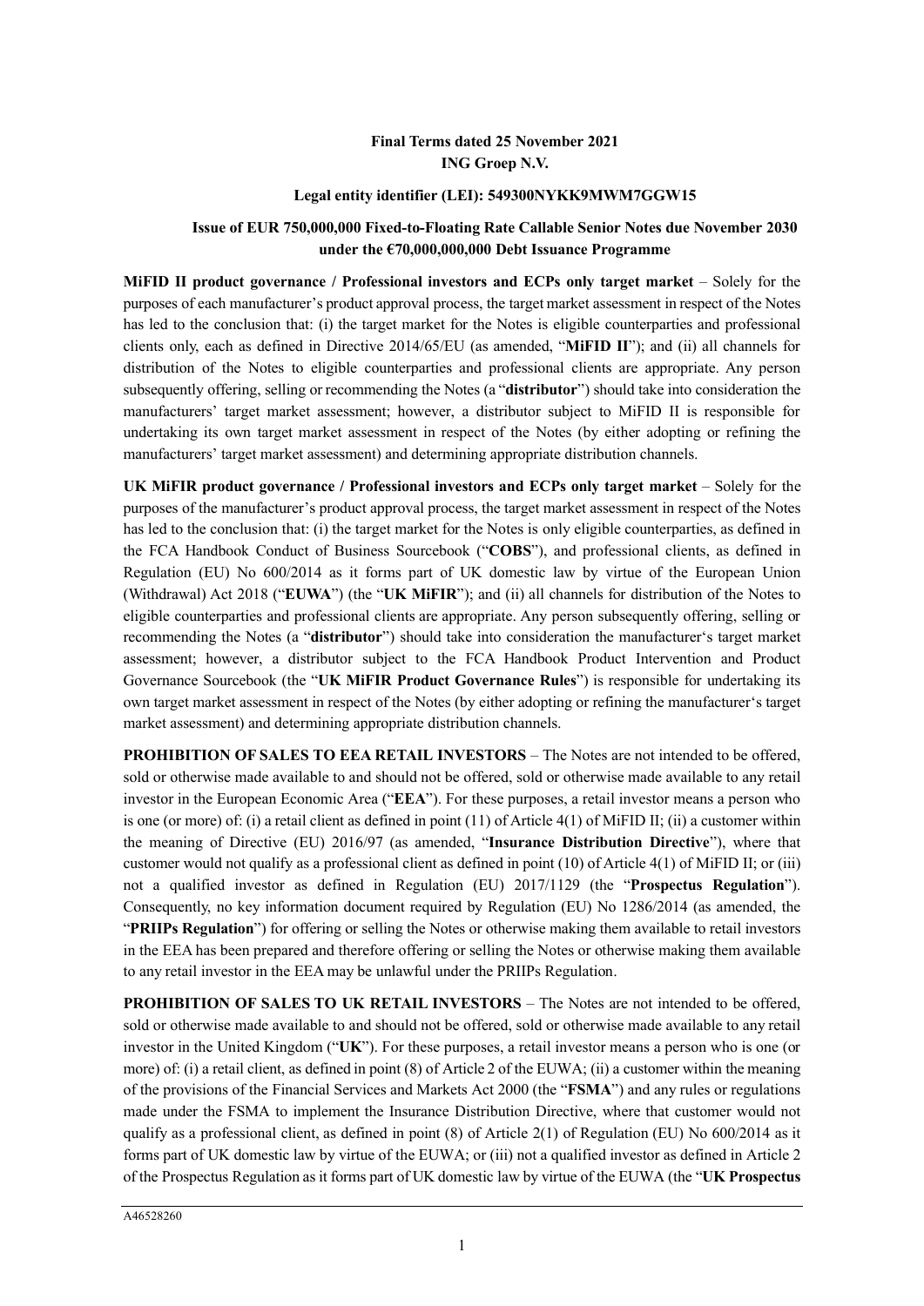**Final Terms dated 25 November 2021**
**ING Groep N.V.**

**Legal entity identifier (LEI): 549300NYKK9MWM7GGW15**

**Issue of EUR 750,000,000 Fixed-to-Floating Rate Callable Senior Notes due November 2030 under the €70,000,000,000 Debt Issuance Programme**

**MiFID II product governance / Professional investors and ECPs only target market** – Solely for the purposes of each manufacturer's product approval process, the target market assessment in respect of the Notes has led to the conclusion that: (i) the target market for the Notes is eligible counterparties and professional clients only, each as defined in Directive 2014/65/EU (as amended, "**MiFID II**"); and (ii) all channels for distribution of the Notes to eligible counterparties and professional clients are appropriate. Any person subsequently offering, selling or recommending the Notes (a "**distributor**") should take into consideration the manufacturers' target market assessment; however, a distributor subject to MiFID II is responsible for undertaking its own target market assessment in respect of the Notes (by either adopting or refining the manufacturers' target market assessment) and determining appropriate distribution channels.

**UK MiFIR product governance / Professional investors and ECPs only target market** – Solely for the purposes of the manufacturer's product approval process, the target market assessment in respect of the Notes has led to the conclusion that: (i) the target market for the Notes is only eligible counterparties, as defined in the FCA Handbook Conduct of Business Sourcebook ("**COBS**"), and professional clients, as defined in Regulation (EU) No 600/2014 as it forms part of UK domestic law by virtue of the European Union (Withdrawal) Act 2018 ("**EUWA**") (the "**UK MiFIR**"); and (ii) all channels for distribution of the Notes to eligible counterparties and professional clients are appropriate. Any person subsequently offering, selling or recommending the Notes (a "**distributor**") should take into consideration the manufacturer's target market assessment; however, a distributor subject to the FCA Handbook Product Intervention and Product Governance Sourcebook (the "**UK MiFIR Product Governance Rules**") is responsible for undertaking its own target market assessment in respect of the Notes (by either adopting or refining the manufacturer's target market assessment) and determining appropriate distribution channels.

**PROHIBITION OF SALES TO EEA RETAIL INVESTORS** – The Notes are not intended to be offered, sold or otherwise made available to and should not be offered, sold or otherwise made available to any retail investor in the European Economic Area ("**EEA**"). For these purposes, a retail investor means a person who is one (or more) of: (i) a retail client as defined in point (11) of Article 4(1) of MiFID II; (ii) a customer within the meaning of Directive (EU) 2016/97 (as amended, "**Insurance Distribution Directive**"), where that customer would not qualify as a professional client as defined in point (10) of Article 4(1) of MiFID II; or (iii) not a qualified investor as defined in Regulation (EU) 2017/1129 (the "**Prospectus Regulation**"). Consequently, no key information document required by Regulation (EU) No 1286/2014 (as amended, the "**PRIIPs Regulation**") for offering or selling the Notes or otherwise making them available to retail investors in the EEA has been prepared and therefore offering or selling the Notes or otherwise making them available to any retail investor in the EEA may be unlawful under the PRIIPs Regulation.

**PROHIBITION OF SALES TO UK RETAIL INVESTORS** – The Notes are not intended to be offered, sold or otherwise made available to and should not be offered, sold or otherwise made available to any retail investor in the United Kingdom ("**UK**"). For these purposes, a retail investor means a person who is one (or more) of: (i) a retail client, as defined in point (8) of Article 2 of the EUWA; (ii) a customer within the meaning of the provisions of the Financial Services and Markets Act 2000 (the "**FSMA**") and any rules or regulations made under the FSMA to implement the Insurance Distribution Directive, where that customer would not qualify as a professional client, as defined in point (8) of Article 2(1) of Regulation (EU) No 600/2014 as it forms part of UK domestic law by virtue of the EUWA; or (iii) not a qualified investor as defined in Article 2 of the Prospectus Regulation as it forms part of UK domestic law by virtue of the EUWA (the "**UK Prospectus**

A46528260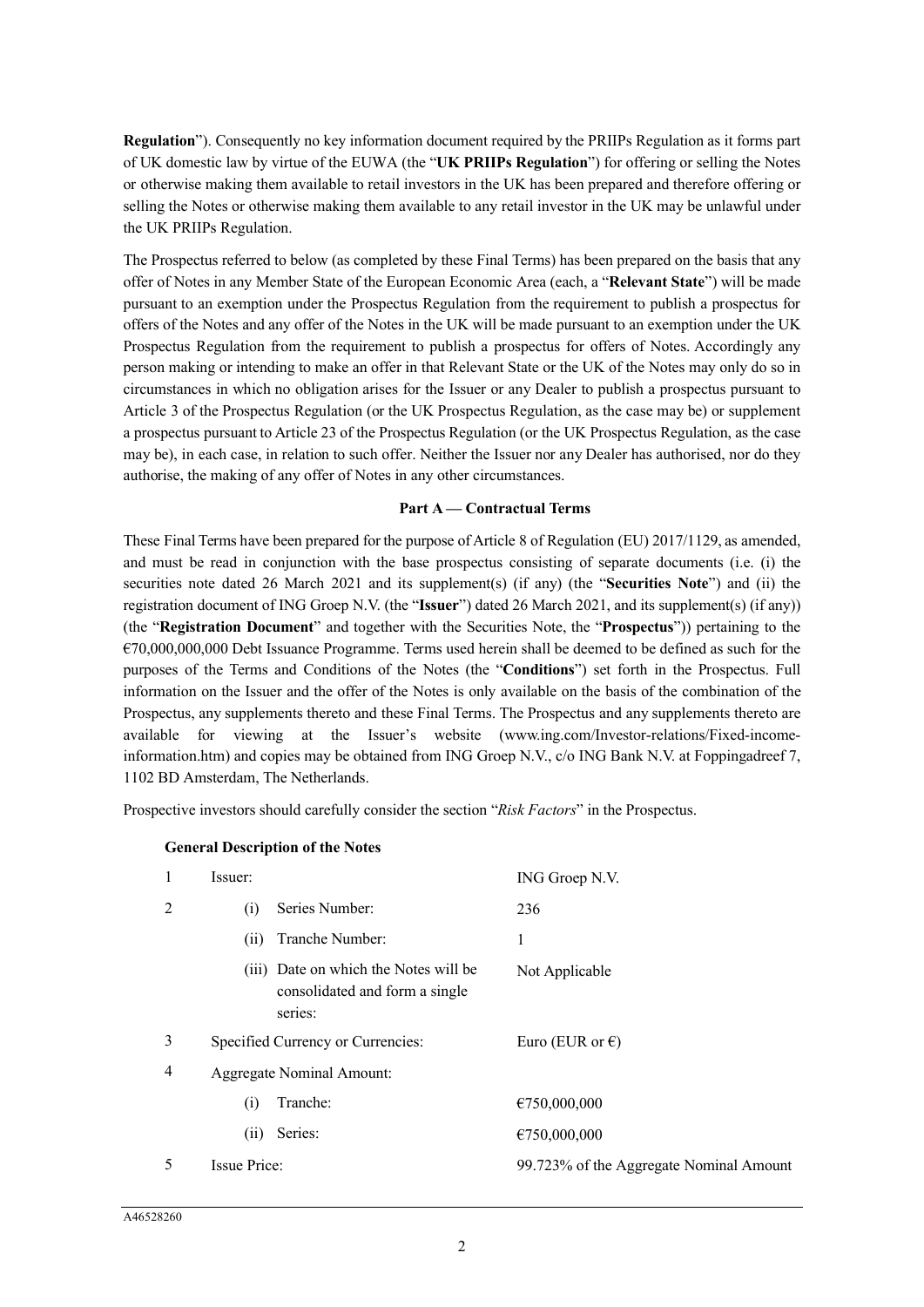**Regulation**"). Consequently no key information document required by the PRIIPs Regulation as it forms part of UK domestic law by virtue of the EUWA (the "**UK PRIIPs Regulation**") for offering or selling the Notes or otherwise making them available to retail investors in the UK has been prepared and therefore offering or selling the Notes or otherwise making them available to any retail investor in the UK may be unlawful under the UK PRIIPs Regulation.

The Prospectus referred to below (as completed by these Final Terms) has been prepared on the basis that any offer of Notes in any Member State of the European Economic Area (each, a "**Relevant State**") will be made pursuant to an exemption under the Prospectus Regulation from the requirement to publish a prospectus for offers of the Notes and any offer of the Notes in the UK will be made pursuant to an exemption under the UK Prospectus Regulation from the requirement to publish a prospectus for offers of Notes. Accordingly any person making or intending to make an offer in that Relevant State or the UK of the Notes may only do so in circumstances in which no obligation arises for the Issuer or any Dealer to publish a prospectus pursuant to Article 3 of the Prospectus Regulation (or the UK Prospectus Regulation, as the case may be) or supplement a prospectus pursuant to Article 23 of the Prospectus Regulation (or the UK Prospectus Regulation, as the case may be), in each case, in relation to such offer. Neither the Issuer nor any Dealer has authorised, nor do they authorise, the making of any offer of Notes in any other circumstances.

**Part A — Contractual Terms**

These Final Terms have been prepared for the purpose of Article 8 of Regulation (EU) 2017/1129, as amended, and must be read in conjunction with the base prospectus consisting of separate documents (i.e. (i) the securities note dated 26 March 2021 and its supplement(s) (if any) (the "**Securities Note**") and (ii) the registration document of ING Groep N.V. (the "**Issuer**") dated 26 March 2021, and its supplement(s) (if any)) (the "**Registration Document**" and together with the Securities Note, the "**Prospectus**")) pertaining to the €70,000,000,000 Debt Issuance Programme. Terms used herein shall be deemed to be defined as such for the purposes of the Terms and Conditions of the Notes (the "**Conditions**") set forth in the Prospectus. Full information on the Issuer and the offer of the Notes is only available on the basis of the combination of the Prospectus, any supplements thereto and these Final Terms. The Prospectus and any supplements thereto are available for viewing at the Issuer's website (www.ing.com/Investor-relations/Fixed-income-information.htm) and copies may be obtained from ING Groep N.V., c/o ING Bank N.V. at Foppingadreef 7, 1102 BD Amsterdam, The Netherlands.

Prospective investors should carefully consider the section "*Risk Factors*" in the Prospectus.

**General Description of the Notes**

| | | |
|---|---|---|
| 1 | Issuer: | ING Groep N.V. |
| 2 | (i) Series Number: | 236 |
| | (ii) Tranche Number: | 1 |
| | (iii) Date on which the Notes will be consolidated and form a single series: | Not Applicable |
| 3 | Specified Currency or Currencies: | Euro (EUR or €) |
| 4 | Aggregate Nominal Amount: | |
| | (i) Tranche: | €750,000,000 |
| | (ii) Series: | €750,000,000 |
| 5 | Issue Price: | 99.723% of the Aggregate Nominal Amount |

A46528260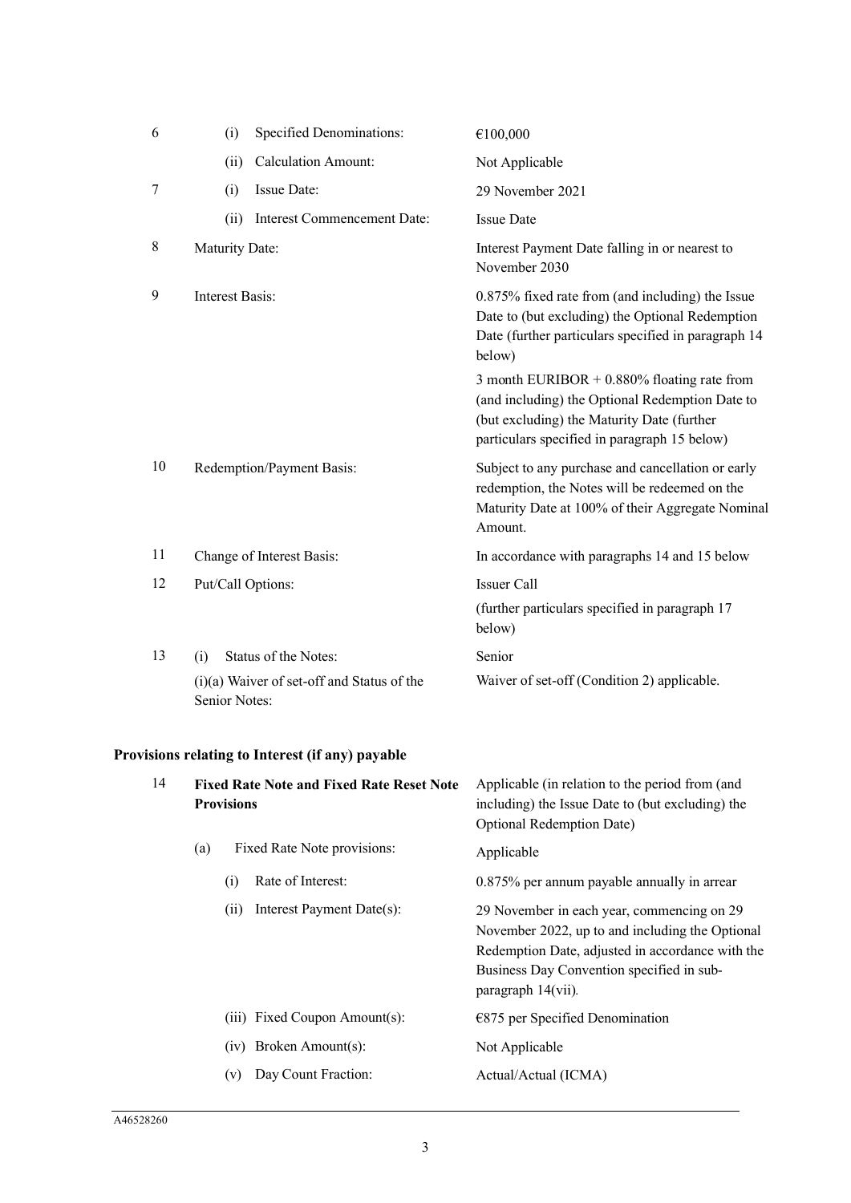| | | |
|---|---|---|
| 6 | (i) Specified Denominations: | €100,000 |
| | (ii) Calculation Amount: | Not Applicable |
| 7 | (i) Issue Date: | 29 November 2021 |
| | (ii) Interest Commencement Date: | Issue Date |
| 8 | Maturity Date: | Interest Payment Date falling in or nearest to November 2030 |
| 9 | Interest Basis: | 0.875% fixed rate from (and including) the Issue Date to (but excluding) the Optional Redemption Date (further particulars specified in paragraph 14 below)<br><br>3 month EURIBOR + 0.880% floating rate from (and including) the Optional Redemption Date to (but excluding) the Maturity Date (further particulars specified in paragraph 15 below) |
| 10 | Redemption/Payment Basis: | Subject to any purchase and cancellation or early redemption, the Notes will be redeemed on the Maturity Date at 100% of their Aggregate Nominal Amount. |
| 11 | Change of Interest Basis: | In accordance with paragraphs 14 and 15 below |
| 12 | Put/Call Options: | Issuer Call<br><br>(further particulars specified in paragraph 17 below) |
| 13 | (i) Status of the Notes: | Senior |
| | (i)(a) Waiver of set-off and Status of the Senior Notes: | Waiver of set-off (Condition 2) applicable. |

**Provisions relating to Interest (if any) payable**

| | | |
|---|---|---|
| 14 | **Fixed Rate Note and Fixed Rate Reset Note Provisions** | Applicable (in relation to the period from (and including) the Issue Date to (but excluding) the Optional Redemption Date) |
| | (a) Fixed Rate Note provisions: | Applicable |
| | (i) Rate of Interest: | 0.875% per annum payable annually in arrear |
| | (ii) Interest Payment Date(s): | 29 November in each year, commencing on 29 November 2022, up to and including the Optional Redemption Date, adjusted in accordance with the Business Day Convention specified in sub-paragraph 14(vii). |
| | (iii) Fixed Coupon Amount(s): | €875 per Specified Denomination |
| | (iv) Broken Amount(s): | Not Applicable |
| | (v) Day Count Fraction: | Actual/Actual (ICMA) |

A46528260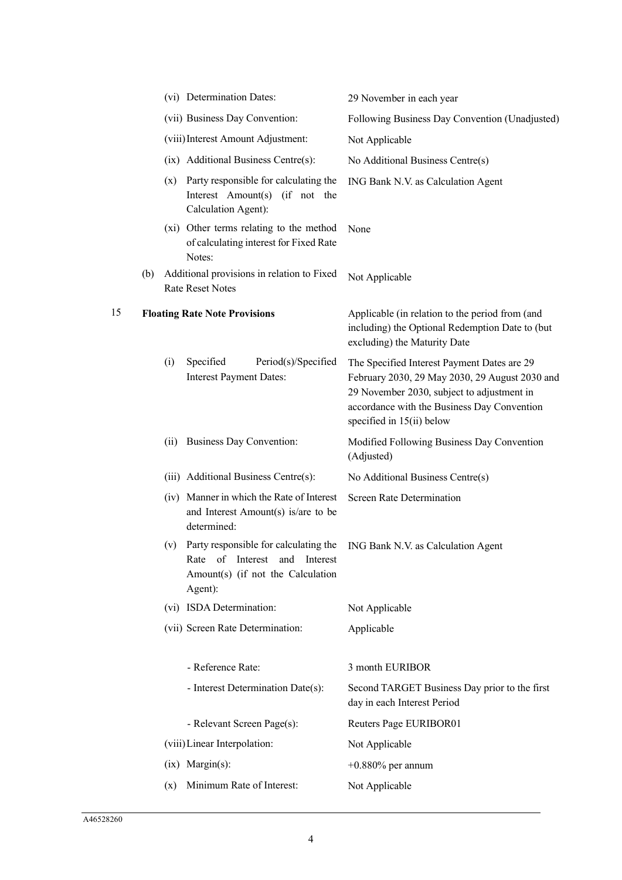| | | | |
|---|---|---|---|
| | (vi) | Determination Dates: | 29 November in each year |
| | (vii) | Business Day Convention: | Following Business Day Convention (Unadjusted) |
| | (viii) | Interest Amount Adjustment: | Not Applicable |
| | (ix) | Additional Business Centre(s): | No Additional Business Centre(s) |
| | (x) | Party responsible for calculating the Interest Amount(s) (if not the Calculation Agent): | ING Bank N.V. as Calculation Agent |
| | (xi) | Other terms relating to the method of calculating interest for Fixed Rate Notes: | None |
| (b) | | Additional provisions in relation to Fixed Rate Reset Notes | Not Applicable |

| | | | |
|---|---|---|---|
| 15 | **Floating Rate Note Provisions** | | Applicable (in relation to the period from (and including) the Optional Redemption Date to (but excluding) the Maturity Date |
| | (i) | Specified Period(s)/Specified Interest Payment Dates: | The Specified Interest Payment Dates are 29 February 2030, 29 May 2030, 29 August 2030 and 29 November 2030, subject to adjustment in accordance with the Business Day Convention specified in 15(ii) below |
| | (ii) | Business Day Convention: | Modified Following Business Day Convention (Adjusted) |
| | (iii) | Additional Business Centre(s): | No Additional Business Centre(s) |
| | (iv) | Manner in which the Rate of Interest and Interest Amount(s) is/are to be determined: | Screen Rate Determination |
| | (v) | Party responsible for calculating the Rate of Interest and Interest Amount(s) (if not the Calculation Agent): | ING Bank N.V. as Calculation Agent |
| | (vi) | ISDA Determination: | Not Applicable |
| | (vii) | Screen Rate Determination: | Applicable |
| | | - Reference Rate: | 3 month EURIBOR |
| | | - Interest Determination Date(s): | Second TARGET Business Day prior to the first day in each Interest Period |
| | | - Relevant Screen Page(s): | Reuters Page EURIBOR01 |
| | (viii) | Linear Interpolation: | Not Applicable |
| | (ix) | Margin(s): | +0.880% per annum |
| | (x) | Minimum Rate of Interest: | Not Applicable |

A46528260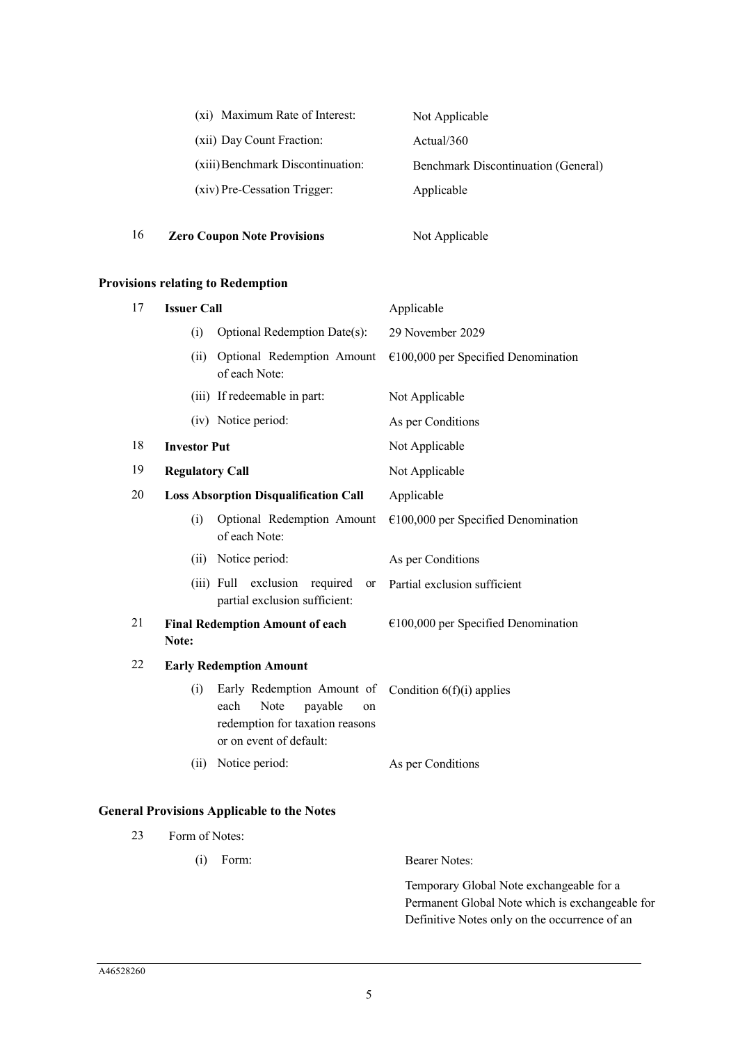| | | |
|---|---|---|
| | (xi) Maximum Rate of Interest: | Not Applicable |
| | (xii) Day Count Fraction: | Actual/360 |
| | (xiii) Benchmark Discontinuation: | Benchmark Discontinuation (General) |
| | (xiv) Pre-Cessation Trigger: | Applicable |
| 16 | **Zero Coupon Note Provisions** | Not Applicable |

**Provisions relating to Redemption**

| | | |
|---|---|---|
| 17 | **Issuer Call** | Applicable |
| | (i) Optional Redemption Date(s): | 29 November 2029 |
| | (ii) Optional Redemption Amount of each Note: | €100,000 per Specified Denomination |
| | (iii) If redeemable in part: | Not Applicable |
| | (iv) Notice period: | As per Conditions |
| 18 | **Investor Put** | Not Applicable |
| 19 | **Regulatory Call** | Not Applicable |
| 20 | **Loss Absorption Disqualification Call** | Applicable |
| | (i) Optional Redemption Amount of each Note: | €100,000 per Specified Denomination |
| | (ii) Notice period: | As per Conditions |
| | (iii) Full exclusion required or partial exclusion sufficient: | Partial exclusion sufficient |
| 21 | **Final Redemption Amount of each Note:** | €100,000 per Specified Denomination |
| 22 | **Early Redemption Amount** | |
| | (i) Early Redemption Amount of each Note payable on redemption for taxation reasons or on event of default: | Condition 6(f)(i) applies |
| | (ii) Notice period: | As per Conditions |

**General Provisions Applicable to the Notes**

| | | |
|---|---|---|
| 23 | Form of Notes: | |
| | (i) Form: | Bearer Notes: |
| | | Temporary Global Note exchangeable for a Permanent Global Note which is exchangeable for Definitive Notes only on the occurrence of an |

A46528260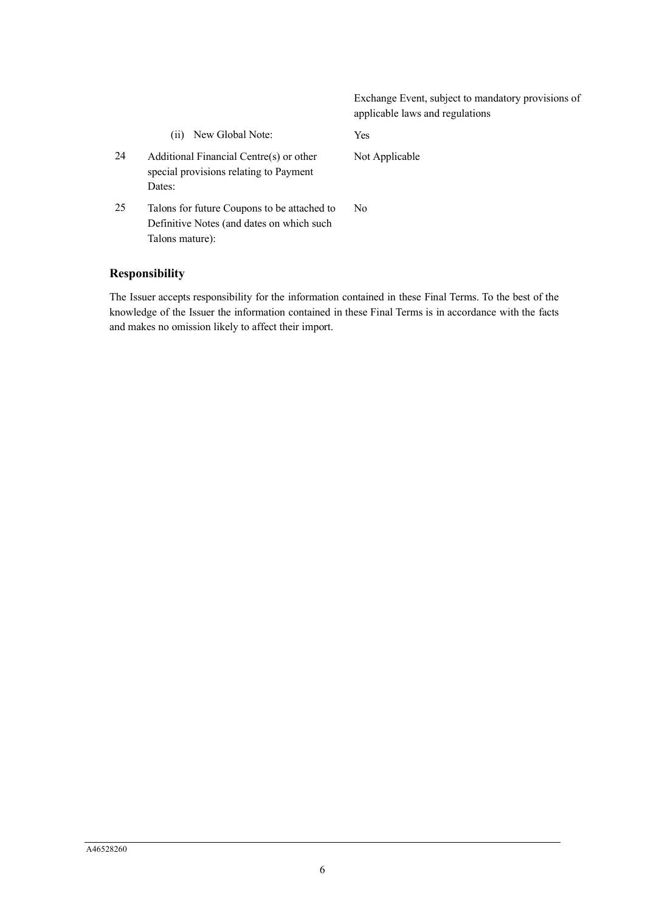| | | |
|---|---|---|
| | | Exchange Event, subject to mandatory provisions of applicable laws and regulations |
| | (ii) New Global Note: | Yes |
| 24 | Additional Financial Centre(s) or other special provisions relating to Payment Dates: | Not Applicable |
| 25 | Talons for future Coupons to be attached to Definitive Notes (and dates on which such Talons mature): | No |

## Responsibility

The Issuer accepts responsibility for the information contained in these Final Terms. To the best of the knowledge of the Issuer the information contained in these Final Terms is in accordance with the facts and makes no omission likely to affect their import.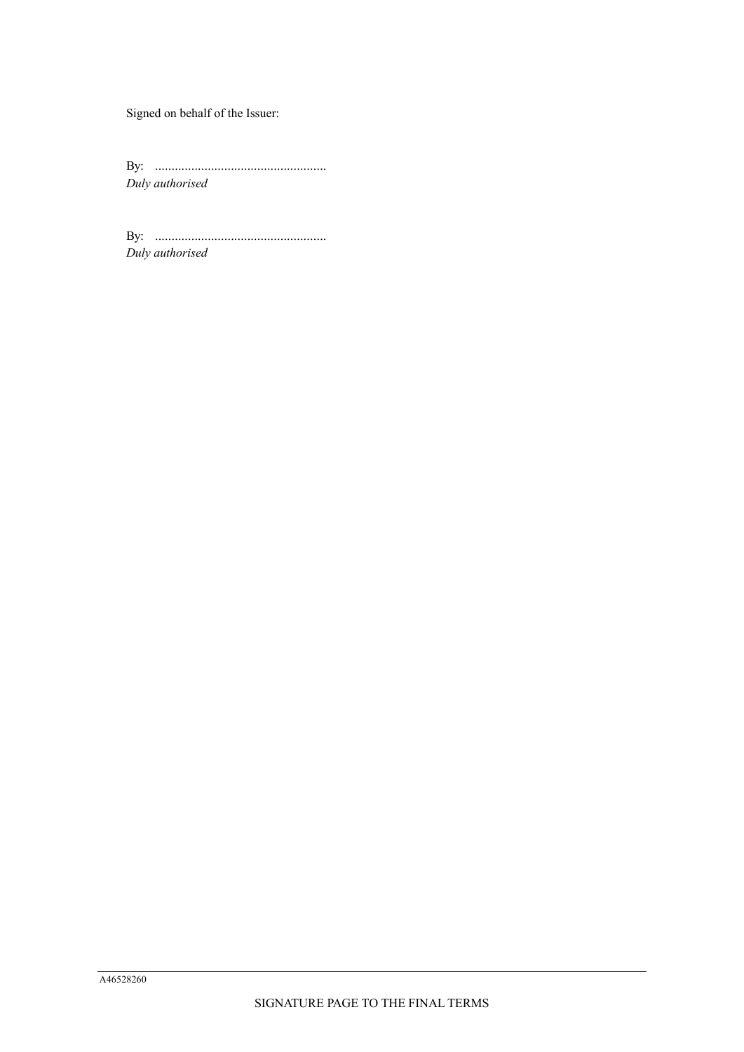Signed on behalf of the Issuer:

By: ....................................................
*Duly authorised*

By: ....................................................
*Duly authorised*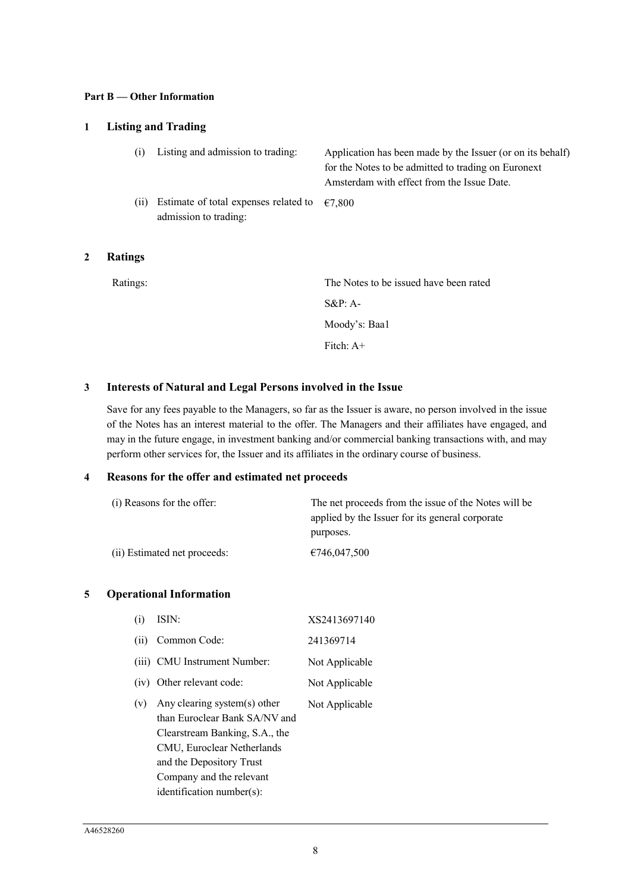**Part B — Other Information**

## 1 Listing and Trading

| | | |
|---|---|---|
| (i) | Listing and admission to trading: | Application has been made by the Issuer (or on its behalf) for the Notes to be admitted to trading on Euronext Amsterdam with effect from the Issue Date. |
| (ii) | Estimate of total expenses related to admission to trading: | €7,800 |

## 2 Ratings

| | |
|---|---|
| Ratings: | The Notes to be issued have been rated<br>S&P: A-<br>Moody's: Baa1<br>Fitch: A+ |

## 3 Interests of Natural and Legal Persons involved in the Issue

Save for any fees payable to the Managers, so far as the Issuer is aware, no person involved in the issue of the Notes has an interest material to the offer. The Managers and their affiliates have engaged, and may in the future engage, in investment banking and/or commercial banking transactions with, and may perform other services for, the Issuer and its affiliates in the ordinary course of business.

## 4 Reasons for the offer and estimated net proceeds

| | |
|---|---|
| (i) Reasons for the offer: | The net proceeds from the issue of the Notes will be applied by the Issuer for its general corporate purposes. |
| (ii) Estimated net proceeds: | €746,047,500 |

## 5 Operational Information

| | | |
|---|---|---|
| (i) | ISIN: | XS2413697140 |
| (ii) | Common Code: | 241369714 |
| (iii) | CMU Instrument Number: | Not Applicable |
| (iv) | Other relevant code: | Not Applicable |
| (v) | Any clearing system(s) other than Euroclear Bank SA/NV and Clearstream Banking, S.A., the CMU, Euroclear Netherlands and the Depository Trust Company and the relevant identification number(s): | Not Applicable |

A46528260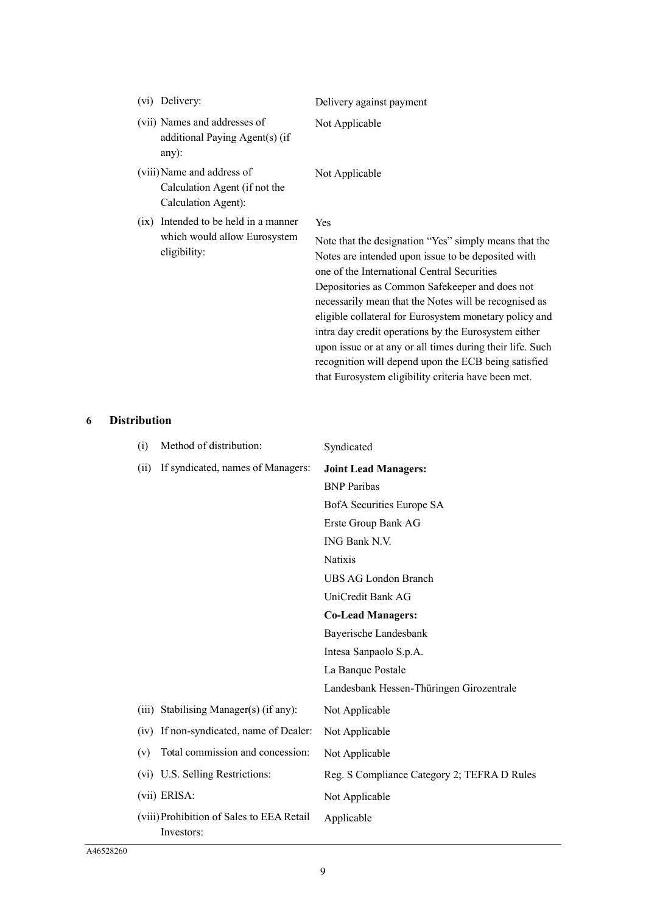| | |
|---|---|
| (vi) Delivery: | Delivery against payment |
| (vii) Names and addresses of additional Paying Agent(s) (if any): | Not Applicable |
| (viii) Name and address of Calculation Agent (if not the Calculation Agent): | Not Applicable |
| (ix) Intended to be held in a manner which would allow Eurosystem eligibility: | Yes<br><br>Note that the designation "Yes" simply means that the Notes are intended upon issue to be deposited with one of the International Central Securities Depositories as Common Safekeeper and does not necessarily mean that the Notes will be recognised as eligible collateral for Eurosystem monetary policy and intra day credit operations by the Eurosystem either upon issue or at any or all times during their life. Such recognition will depend upon the ECB being satisfied that Eurosystem eligibility criteria have been met. |

## 6 Distribution

| | |
|---|---|
| (i) Method of distribution: | Syndicated |
| (ii) If syndicated, names of Managers: | **Joint Lead Managers:**<br>BNP Paribas<br>BofA Securities Europe SA<br>Erste Group Bank AG<br>ING Bank N.V.<br>Natixis<br>UBS AG London Branch<br>UniCredit Bank AG<br>**Co-Lead Managers:**<br>Bayerische Landesbank<br>Intesa Sanpaolo S.p.A.<br>La Banque Postale<br>Landesbank Hessen-Thüringen Girozentrale |
| (iii) Stabilising Manager(s) (if any): | Not Applicable |
| (iv) If non-syndicated, name of Dealer: | Not Applicable |
| (v) Total commission and concession: | Not Applicable |
| (vi) U.S. Selling Restrictions: | Reg. S Compliance Category 2; TEFRA D Rules |
| (vii) ERISA: | Not Applicable |
| (viii) Prohibition of Sales to EEA Retail Investors: | Applicable |

A46528260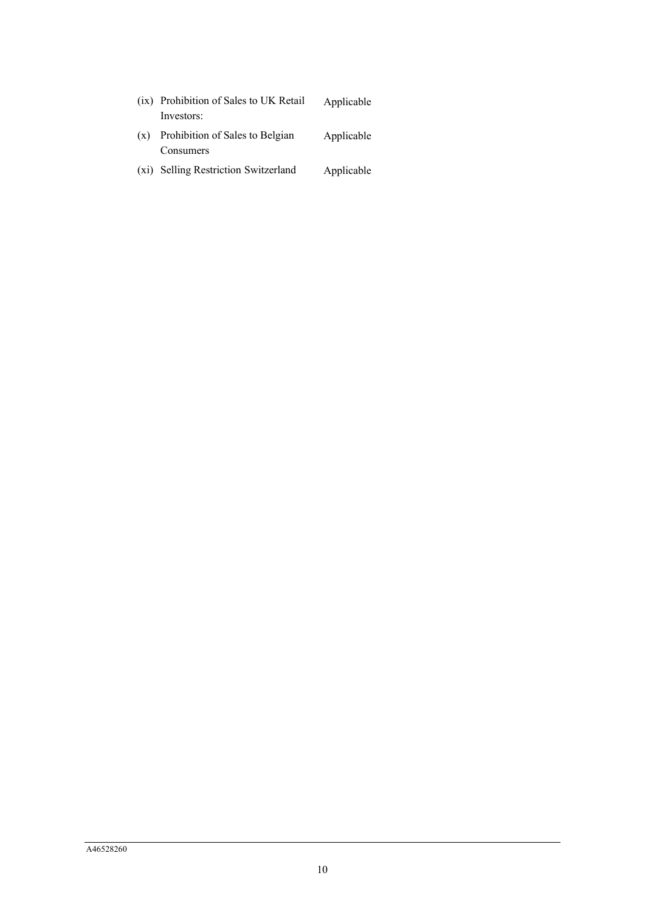| | | |
|---|---|---|
| (ix) | Prohibition of Sales to UK Retail Investors: | Applicable |
| (x) | Prohibition of Sales to Belgian Consumers | Applicable |
| (xi) | Selling Restriction Switzerland | Applicable |

A46528260